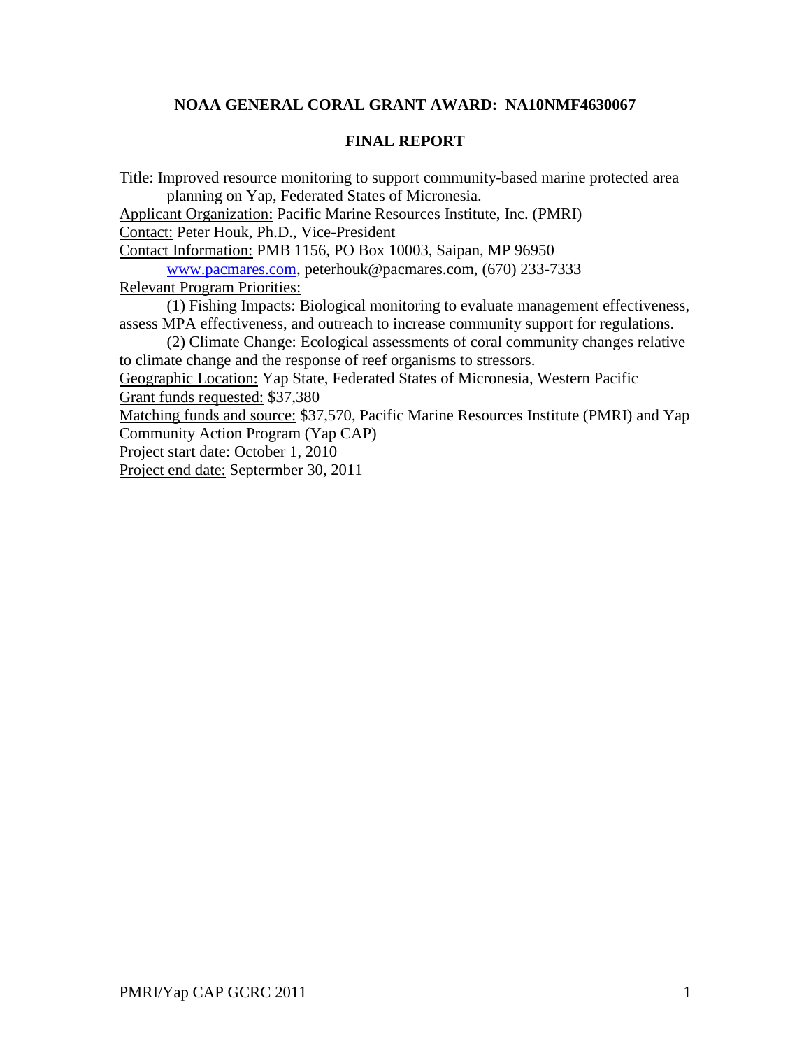**NOAA GENERAL CORAL GRANT AWARD: NA10NMF4630067**

**FINAL REPORT**

Title: Improved resource monitoring to support community-based marine protected area planning on Yap, Federated States of Micronesia.

Applicant Organization: Pacific Marine Resources Institute, Inc. (PMRI)

Contact: Peter Houk, Ph.D., Vice-President

Contact Information: PMB 1156, PO Box 10003, Saipan, MP 96950
www.pacmares.com, peterhouk@pacmares.com, (670) 233-7333

Relevant Program Priorities:

(1) Fishing Impacts: Biological monitoring to evaluate management effectiveness, assess MPA effectiveness, and outreach to increase community support for regulations.

(2) Climate Change: Ecological assessments of coral community changes relative to climate change and the response of reef organisms to stressors.

Geographic Location: Yap State, Federated States of Micronesia, Western Pacific

Grant funds requested: $37,380

Matching funds and source: $37,570, Pacific Marine Resources Institute (PMRI) and Yap Community Action Program (Yap CAP)

Project start date: October 1, 2010

Project end date: Septermber 30, 2011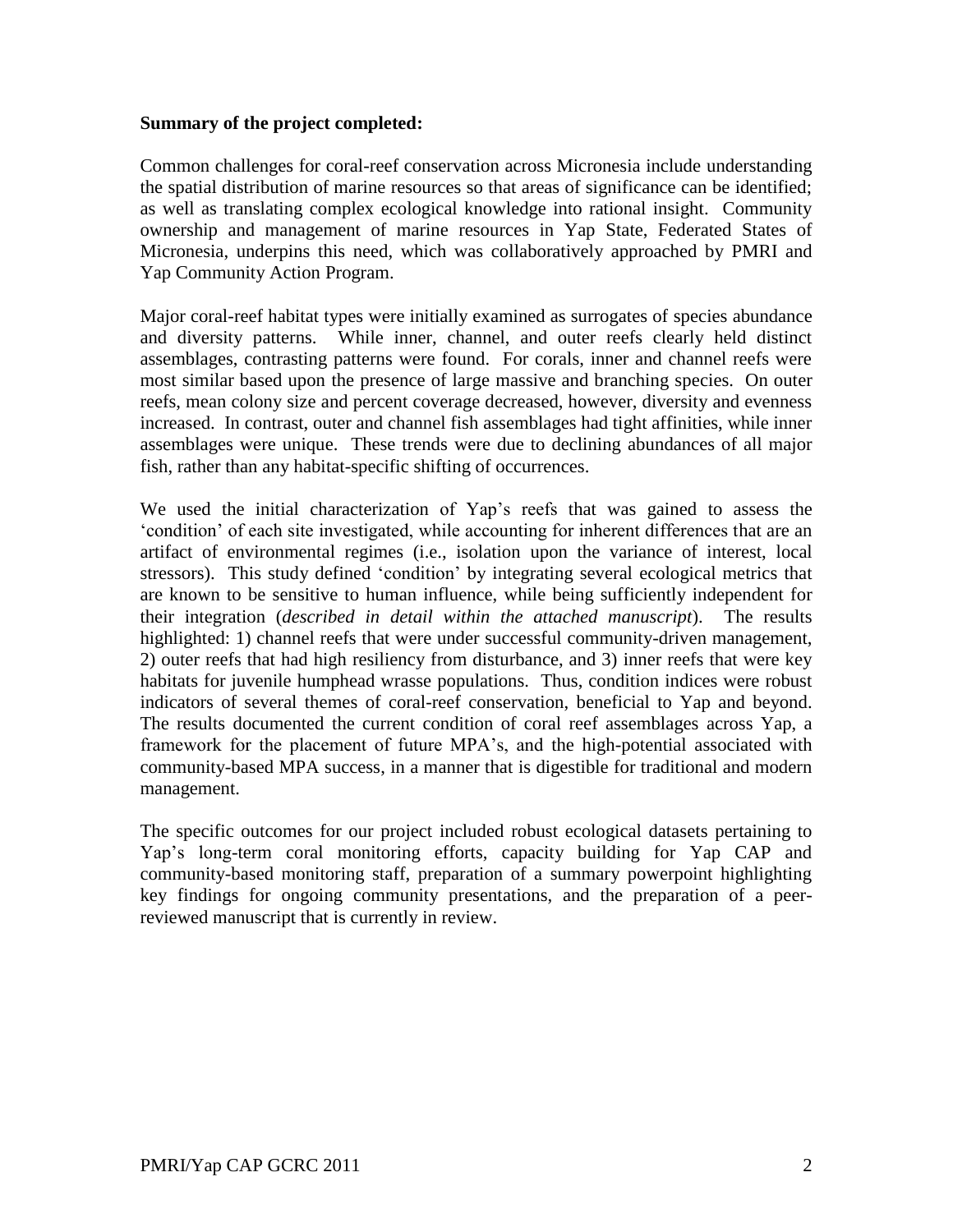**Summary of the project completed:**

Common challenges for coral-reef conservation across Micronesia include understanding the spatial distribution of marine resources so that areas of significance can be identified; as well as translating complex ecological knowledge into rational insight. Community ownership and management of marine resources in Yap State, Federated States of Micronesia, underpins this need, which was collaboratively approached by PMRI and Yap Community Action Program.

Major coral-reef habitat types were initially examined as surrogates of species abundance and diversity patterns. While inner, channel, and outer reefs clearly held distinct assemblages, contrasting patterns were found. For corals, inner and channel reefs were most similar based upon the presence of large massive and branching species. On outer reefs, mean colony size and percent coverage decreased, however, diversity and evenness increased. In contrast, outer and channel fish assemblages had tight affinities, while inner assemblages were unique. These trends were due to declining abundances of all major fish, rather than any habitat-specific shifting of occurrences.

We used the initial characterization of Yap's reefs that was gained to assess the 'condition' of each site investigated, while accounting for inherent differences that are an artifact of environmental regimes (i.e., isolation upon the variance of interest, local stressors). This study defined 'condition' by integrating several ecological metrics that are known to be sensitive to human influence, while being sufficiently independent for their integration (*described in detail within the attached manuscript*). The results highlighted: 1) channel reefs that were under successful community-driven management, 2) outer reefs that had high resiliency from disturbance, and 3) inner reefs that were key habitats for juvenile humphead wrasse populations. Thus, condition indices were robust indicators of several themes of coral-reef conservation, beneficial to Yap and beyond. The results documented the current condition of coral reef assemblages across Yap, a framework for the placement of future MPA's, and the high-potential associated with community-based MPA success, in a manner that is digestible for traditional and modern management.

The specific outcomes for our project included robust ecological datasets pertaining to Yap's long-term coral monitoring efforts, capacity building for Yap CAP and community-based monitoring staff, preparation of a summary powerpoint highlighting key findings for ongoing community presentations, and the preparation of a peer-reviewed manuscript that is currently in review.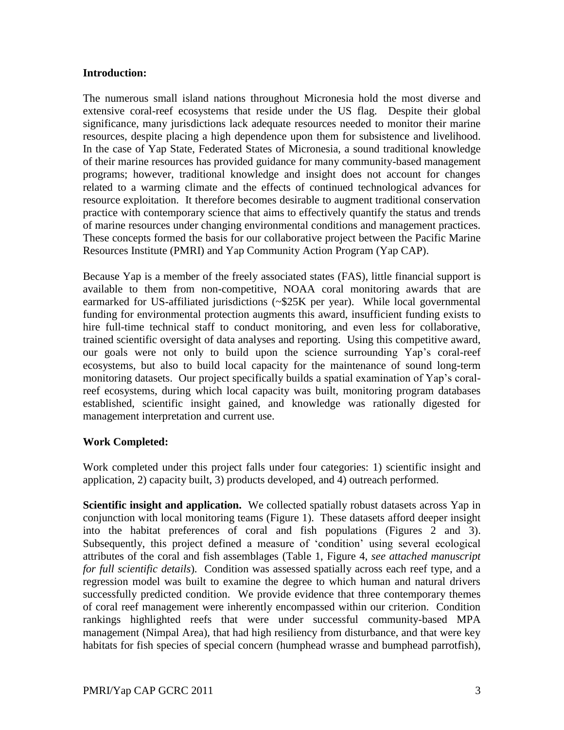**Introduction:**

The numerous small island nations throughout Micronesia hold the most diverse and extensive coral-reef ecosystems that reside under the US flag. Despite their global significance, many jurisdictions lack adequate resources needed to monitor their marine resources, despite placing a high dependence upon them for subsistence and livelihood. In the case of Yap State, Federated States of Micronesia, a sound traditional knowledge of their marine resources has provided guidance for many community-based management programs; however, traditional knowledge and insight does not account for changes related to a warming climate and the effects of continued technological advances for resource exploitation. It therefore becomes desirable to augment traditional conservation practice with contemporary science that aims to effectively quantify the status and trends of marine resources under changing environmental conditions and management practices. These concepts formed the basis for our collaborative project between the Pacific Marine Resources Institute (PMRI) and Yap Community Action Program (Yap CAP).

Because Yap is a member of the freely associated states (FAS), little financial support is available to them from non-competitive, NOAA coral monitoring awards that are earmarked for US-affiliated jurisdictions (~$25K per year). While local governmental funding for environmental protection augments this award, insufficient funding exists to hire full-time technical staff to conduct monitoring, and even less for collaborative, trained scientific oversight of data analyses and reporting. Using this competitive award, our goals were not only to build upon the science surrounding Yap's coral-reef ecosystems, but also to build local capacity for the maintenance of sound long-term monitoring datasets. Our project specifically builds a spatial examination of Yap's coral-reef ecosystems, during which local capacity was built, monitoring program databases established, scientific insight gained, and knowledge was rationally digested for management interpretation and current use.

**Work Completed:**

Work completed under this project falls under four categories: 1) scientific insight and application, 2) capacity built, 3) products developed, and 4) outreach performed.

**Scientific insight and application.** We collected spatially robust datasets across Yap in conjunction with local monitoring teams (Figure 1). These datasets afford deeper insight into the habitat preferences of coral and fish populations (Figures 2 and 3). Subsequently, this project defined a measure of 'condition' using several ecological attributes of the coral and fish assemblages (Table 1, Figure 4, *see attached manuscript for full scientific details*). Condition was assessed spatially across each reef type, and a regression model was built to examine the degree to which human and natural drivers successfully predicted condition. We provide evidence that three contemporary themes of coral reef management were inherently encompassed within our criterion. Condition rankings highlighted reefs that were under successful community-based MPA management (Nimpal Area), that had high resiliency from disturbance, and that were key habitats for fish species of special concern (humphead wrasse and bumphead parrotfish),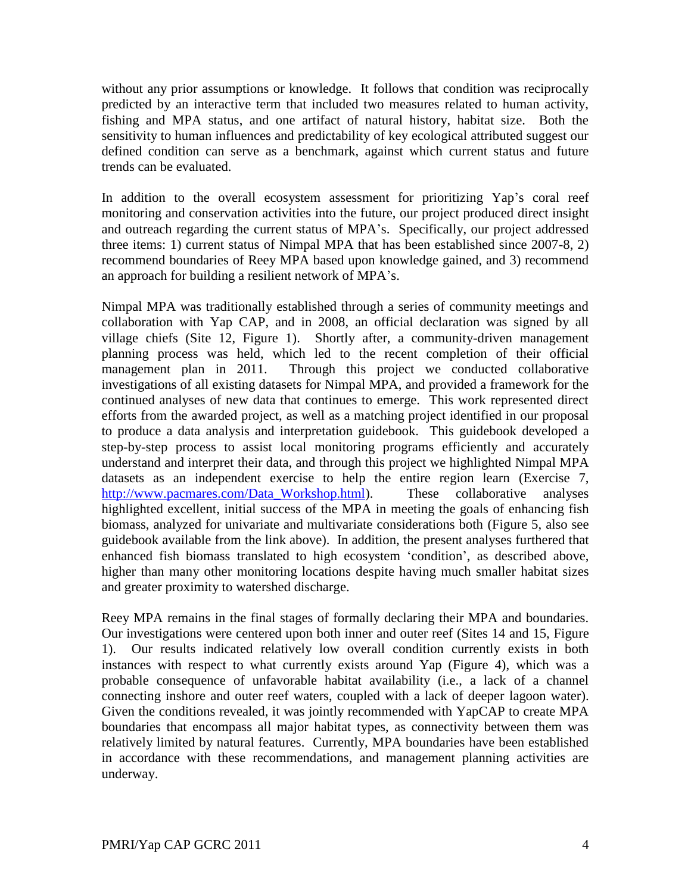without any prior assumptions or knowledge. It follows that condition was reciprocally predicted by an interactive term that included two measures related to human activity, fishing and MPA status, and one artifact of natural history, habitat size. Both the sensitivity to human influences and predictability of key ecological attributed suggest our defined condition can serve as a benchmark, against which current status and future trends can be evaluated.

In addition to the overall ecosystem assessment for prioritizing Yap's coral reef monitoring and conservation activities into the future, our project produced direct insight and outreach regarding the current status of MPA's. Specifically, our project addressed three items: 1) current status of Nimpal MPA that has been established since 2007-8, 2) recommend boundaries of Reey MPA based upon knowledge gained, and 3) recommend an approach for building a resilient network of MPA's.

Nimpal MPA was traditionally established through a series of community meetings and collaboration with Yap CAP, and in 2008, an official declaration was signed by all village chiefs (Site 12, Figure 1). Shortly after, a community-driven management planning process was held, which led to the recent completion of their official management plan in 2011. Through this project we conducted collaborative investigations of all existing datasets for Nimpal MPA, and provided a framework for the continued analyses of new data that continues to emerge. This work represented direct efforts from the awarded project, as well as a matching project identified in our proposal to produce a data analysis and interpretation guidebook. This guidebook developed a step-by-step process to assist local monitoring programs efficiently and accurately understand and interpret their data, and through this project we highlighted Nimpal MPA datasets as an independent exercise to help the entire region learn (Exercise 7, http://www.pacmares.com/Data_Workshop.html). These collaborative analyses highlighted excellent, initial success of the MPA in meeting the goals of enhancing fish biomass, analyzed for univariate and multivariate considerations both (Figure 5, also see guidebook available from the link above). In addition, the present analyses furthered that enhanced fish biomass translated to high ecosystem 'condition', as described above, higher than many other monitoring locations despite having much smaller habitat sizes and greater proximity to watershed discharge.

Reey MPA remains in the final stages of formally declaring their MPA and boundaries. Our investigations were centered upon both inner and outer reef (Sites 14 and 15, Figure 1). Our results indicated relatively low overall condition currently exists in both instances with respect to what currently exists around Yap (Figure 4), which was a probable consequence of unfavorable habitat availability (i.e., a lack of a channel connecting inshore and outer reef waters, coupled with a lack of deeper lagoon water). Given the conditions revealed, it was jointly recommended with YapCAP to create MPA boundaries that encompass all major habitat types, as connectivity between them was relatively limited by natural features. Currently, MPA boundaries have been established in accordance with these recommendations, and management planning activities are underway.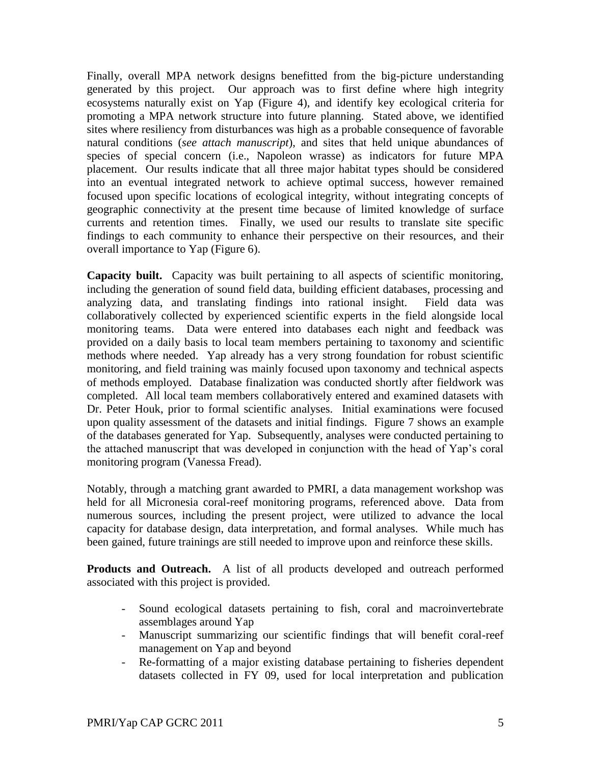Finally, overall MPA network designs benefitted from the big-picture understanding generated by this project. Our approach was to first define where high integrity ecosystems naturally exist on Yap (Figure 4), and identify key ecological criteria for promoting a MPA network structure into future planning. Stated above, we identified sites where resiliency from disturbances was high as a probable consequence of favorable natural conditions (*see attach manuscript*), and sites that held unique abundances of species of special concern (i.e., Napoleon wrasse) as indicators for future MPA placement. Our results indicate that all three major habitat types should be considered into an eventual integrated network to achieve optimal success, however remained focused upon specific locations of ecological integrity, without integrating concepts of geographic connectivity at the present time because of limited knowledge of surface currents and retention times. Finally, we used our results to translate site specific findings to each community to enhance their perspective on their resources, and their overall importance to Yap (Figure 6).

**Capacity built.** Capacity was built pertaining to all aspects of scientific monitoring, including the generation of sound field data, building efficient databases, processing and analyzing data, and translating findings into rational insight. Field data was collaboratively collected by experienced scientific experts in the field alongside local monitoring teams. Data were entered into databases each night and feedback was provided on a daily basis to local team members pertaining to taxonomy and scientific methods where needed. Yap already has a very strong foundation for robust scientific monitoring, and field training was mainly focused upon taxonomy and technical aspects of methods employed. Database finalization was conducted shortly after fieldwork was completed. All local team members collaboratively entered and examined datasets with Dr. Peter Houk, prior to formal scientific analyses. Initial examinations were focused upon quality assessment of the datasets and initial findings. Figure 7 shows an example of the databases generated for Yap. Subsequently, analyses were conducted pertaining to the attached manuscript that was developed in conjunction with the head of Yap's coral monitoring program (Vanessa Fread).

Notably, through a matching grant awarded to PMRI, a data management workshop was held for all Micronesia coral-reef monitoring programs, referenced above. Data from numerous sources, including the present project, were utilized to advance the local capacity for database design, data interpretation, and formal analyses. While much has been gained, future trainings are still needed to improve upon and reinforce these skills.

**Products and Outreach.** A list of all products developed and outreach performed associated with this project is provided.

- Sound ecological datasets pertaining to fish, coral and macroinvertebrate assemblages around Yap
- Manuscript summarizing our scientific findings that will benefit coral-reef management on Yap and beyond
- Re-formatting of a major existing database pertaining to fisheries dependent datasets collected in FY 09, used for local interpretation and publication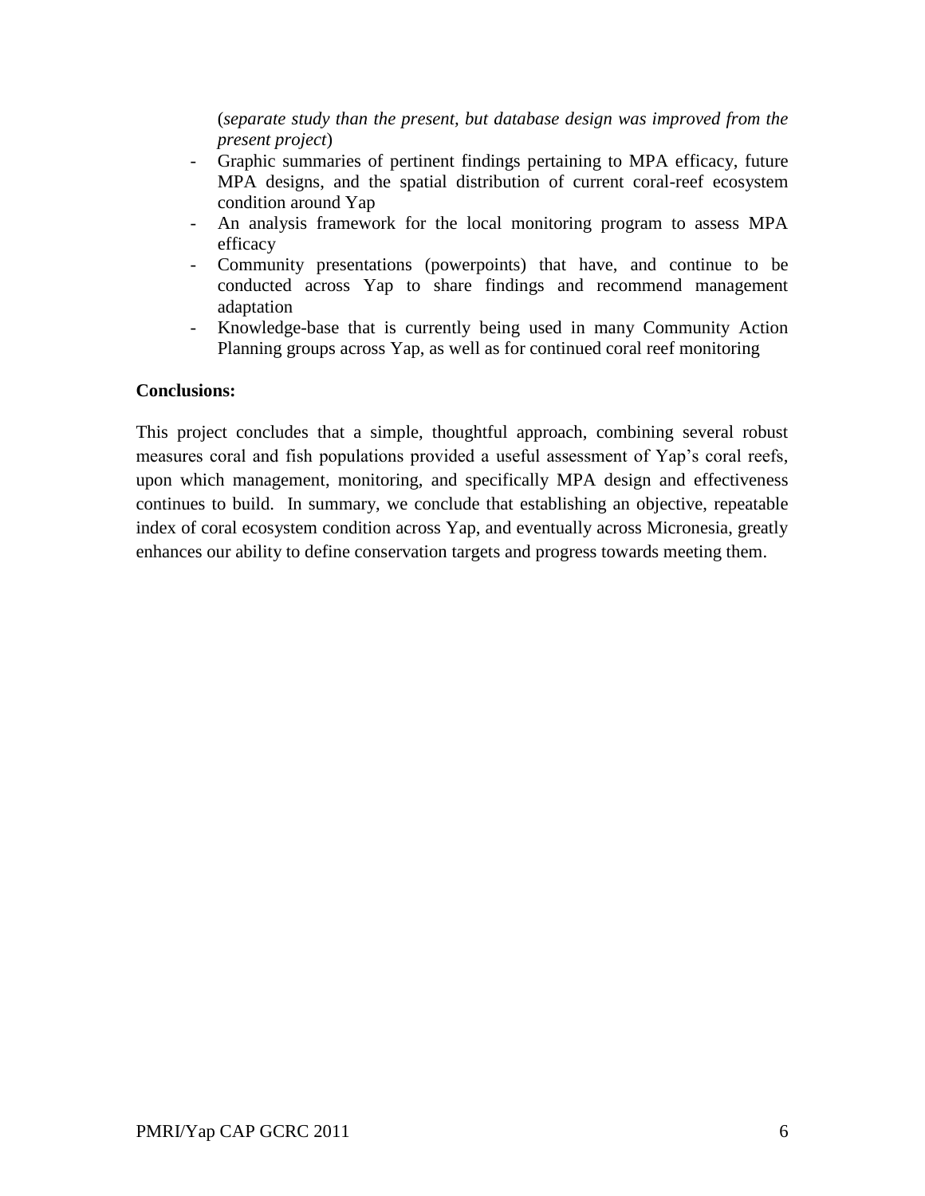(*separate study than the present, but database design was improved from the present project*)

- Graphic summaries of pertinent findings pertaining to MPA efficacy, future MPA designs, and the spatial distribution of current coral-reef ecosystem condition around Yap
- An analysis framework for the local monitoring program to assess MPA efficacy
- Community presentations (powerpoints) that have, and continue to be conducted across Yap to share findings and recommend management adaptation
- Knowledge-base that is currently being used in many Community Action Planning groups across Yap, as well as for continued coral reef monitoring

**Conclusions:**

This project concludes that a simple, thoughtful approach, combining several robust measures coral and fish populations provided a useful assessment of Yap's coral reefs, upon which management, monitoring, and specifically MPA design and effectiveness continues to build. In summary, we conclude that establishing an objective, repeatable index of coral ecosystem condition across Yap, and eventually across Micronesia, greatly enhances our ability to define conservation targets and progress towards meeting them.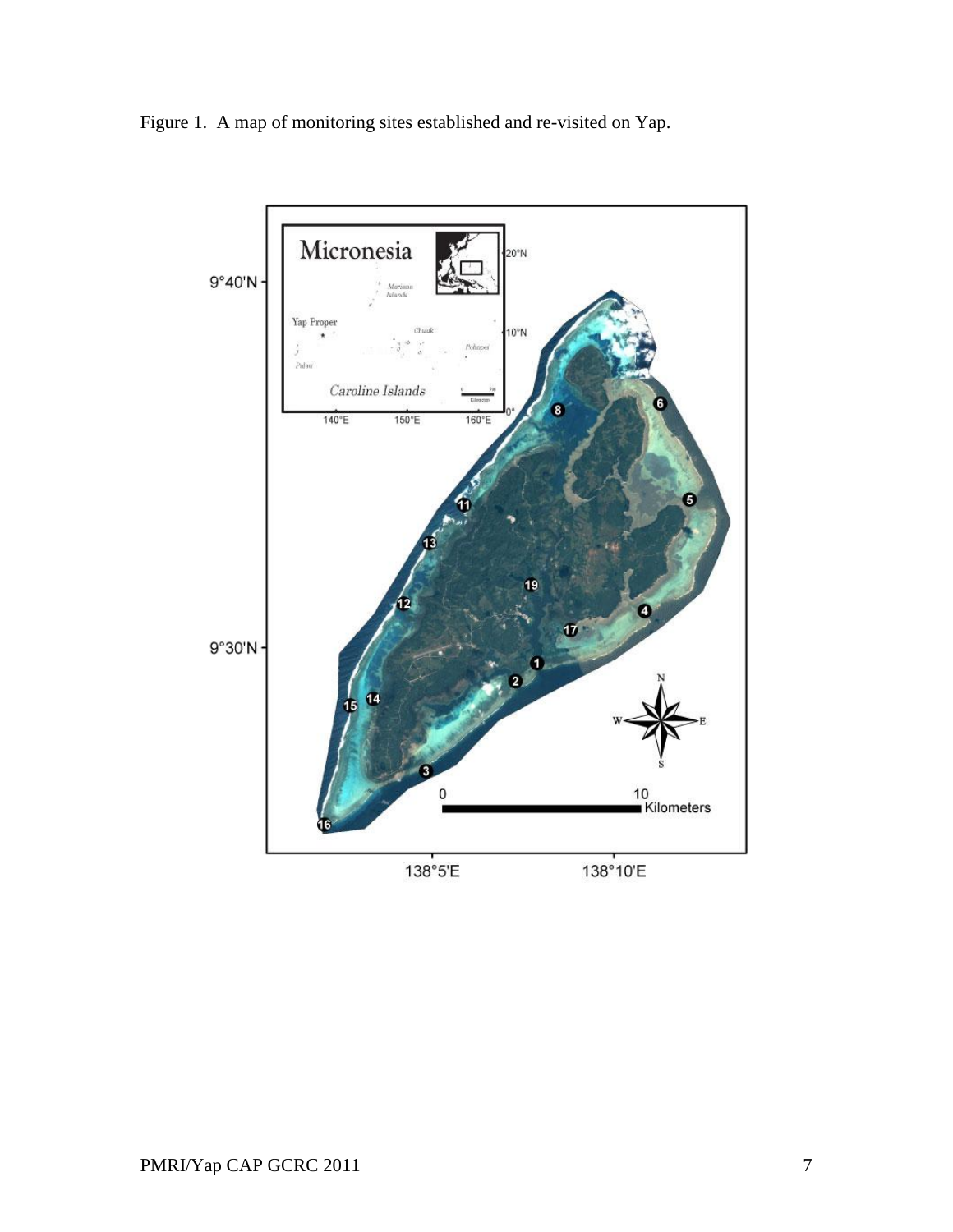Figure 1. A map of monitoring sites established and re-visited on Yap.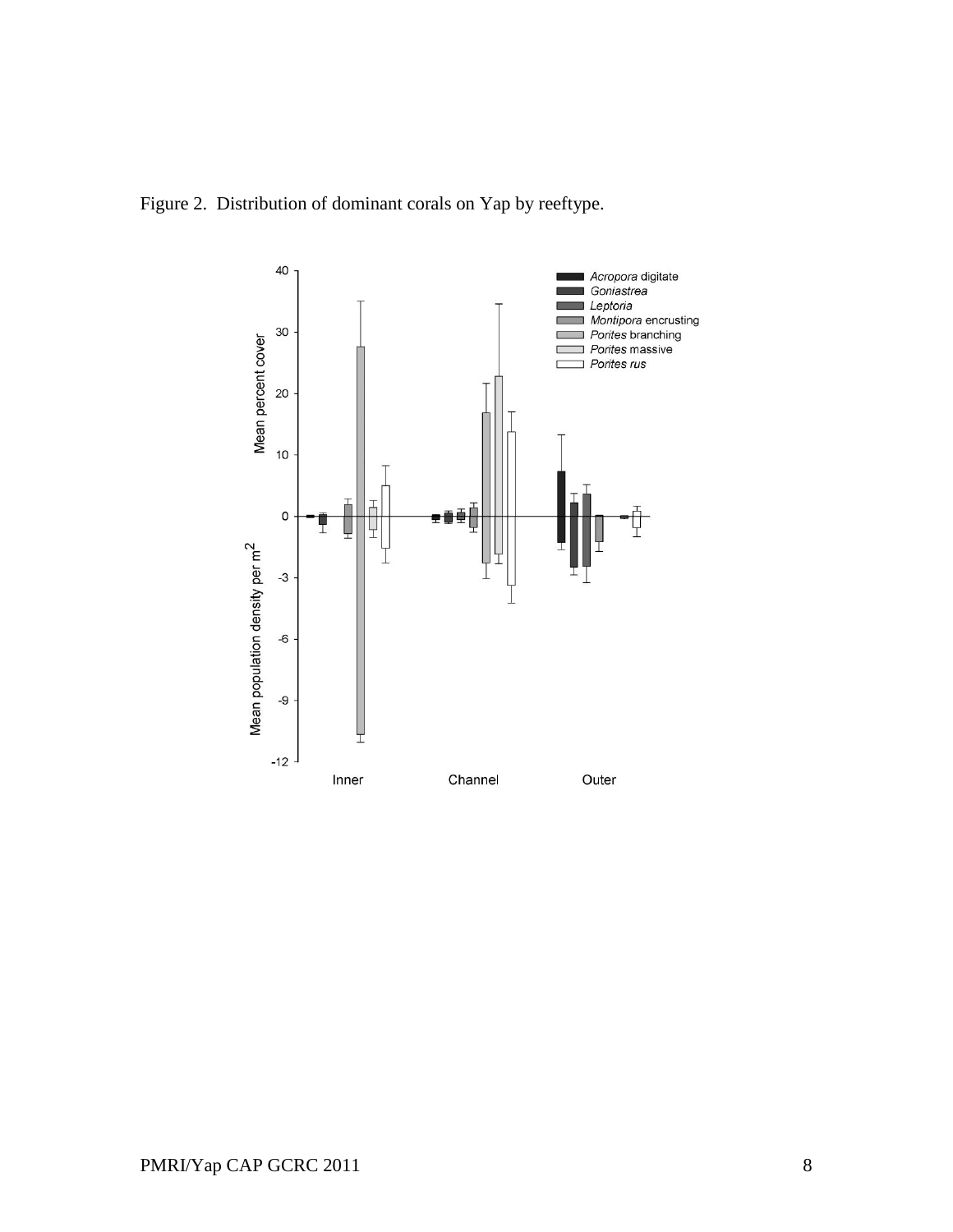Figure 2. Distribution of dominant corals on Yap by reeftype.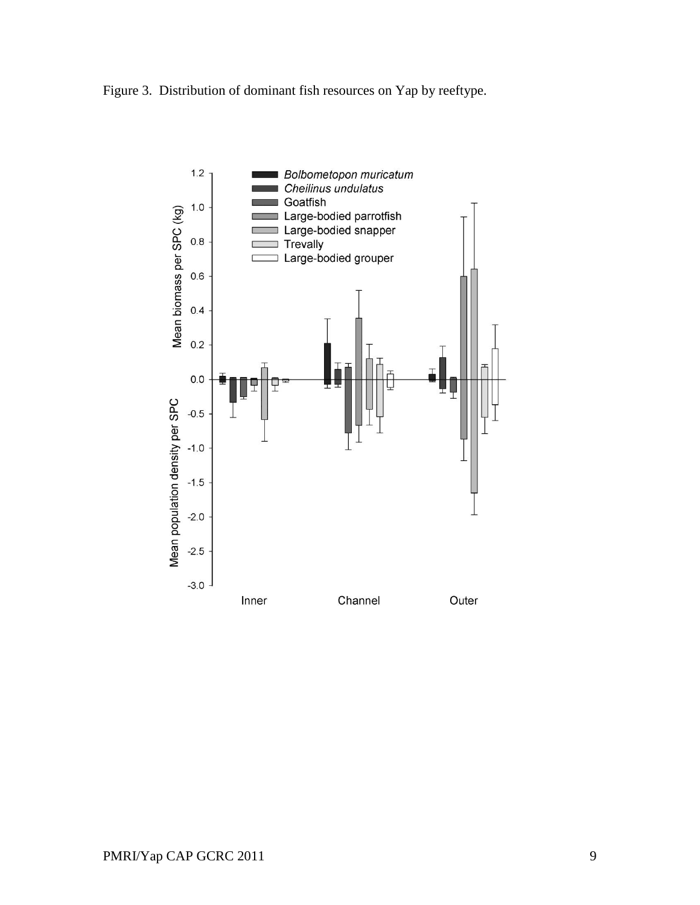Figure 3. Distribution of dominant fish resources on Yap by reeftype.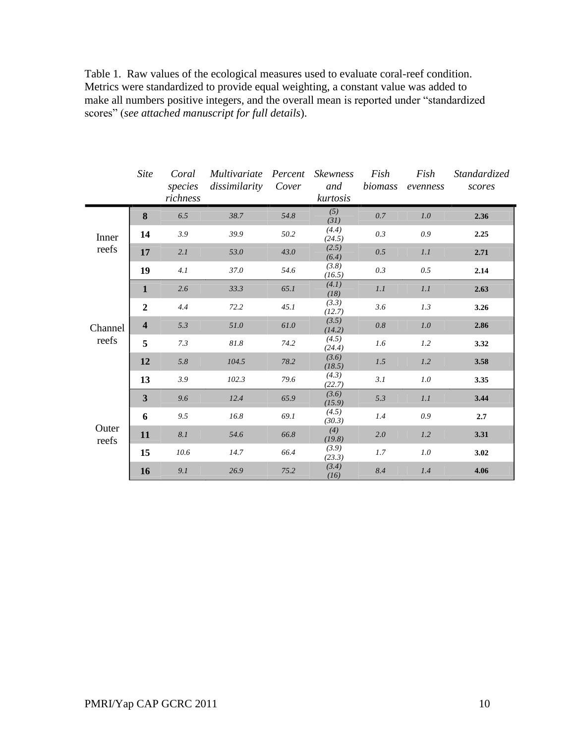Table 1. Raw values of the ecological measures used to evaluate coral-reef condition. Metrics were standardized to provide equal weighting, a constant value was added to make all numbers positive integers, and the overall mean is reported under "standardized scores" (*see attached manuscript for full details*).

| | *Site* | *Coral species richness* | *Multivariate dissimilarity* | *Percent Cover* | *Skewness and kurtosis* | *Fish biomass* | *Fish evenness* | *Standardized scores* |
|---|---|---|---|---|---|---|---|---|
| Inner reefs | **8** | *6.5* | *38.7* | *54.8* | *(5) (31)* | *0.7* | *1.0* | **2.36** |
| | **14** | *3.9* | *39.9* | *50.2* | *(4.4) (24.5)* | *0.3* | *0.9* | **2.25** |
| | **17** | *2.1* | *53.0* | *43.0* | *(2.5) (6.4)* | *0.5* | *1.1* | **2.71** |
| | **19** | *4.1* | *37.0* | *54.6* | *(3.8) (16.5)* | *0.3* | *0.5* | **2.14** |
| Channel reefs | **1** | *2.6* | *33.3* | *65.1* | *(4.1) (18)* | *1.1* | *1.1* | **2.63** |
| | **2** | *4.4* | *72.2* | *45.1* | *(3.3) (12.7)* | *3.6* | *1.3* | **3.26** |
| | **4** | *5.3* | *51.0* | *61.0* | *(3.5) (14.2)* | *0.8* | *1.0* | **2.86** |
| | **5** | *7.3* | *81.8* | *74.2* | *(4.5) (24.4)* | *1.6* | *1.2* | **3.32** |
| | **12** | *5.8* | *104.5* | *78.2* | *(3.6) (18.5)* | *1.5* | *1.2* | **3.58** |
| | **13** | *3.9* | *102.3* | *79.6* | *(4.3) (22.7)* | *3.1* | *1.0* | **3.35** |
| Outer reefs | **3** | *9.6* | *12.4* | *65.9* | *(3.6) (15.9)* | *5.3* | *1.1* | **3.44** |
| | **6** | *9.5* | *16.8* | *69.1* | *(4.5) (30.3)* | *1.4* | *0.9* | **2.7** |
| | **11** | *8.1* | *54.6* | *66.8* | *(4) (19.8)* | *2.0* | *1.2* | **3.31** |
| | **15** | *10.6* | *14.7* | *66.4* | *(3.9) (23.3)* | *1.7* | *1.0* | **3.02** |
| | **16** | *9.1* | *26.9* | *75.2* | *(3.4) (16)* | *8.4* | *1.4* | **4.06** |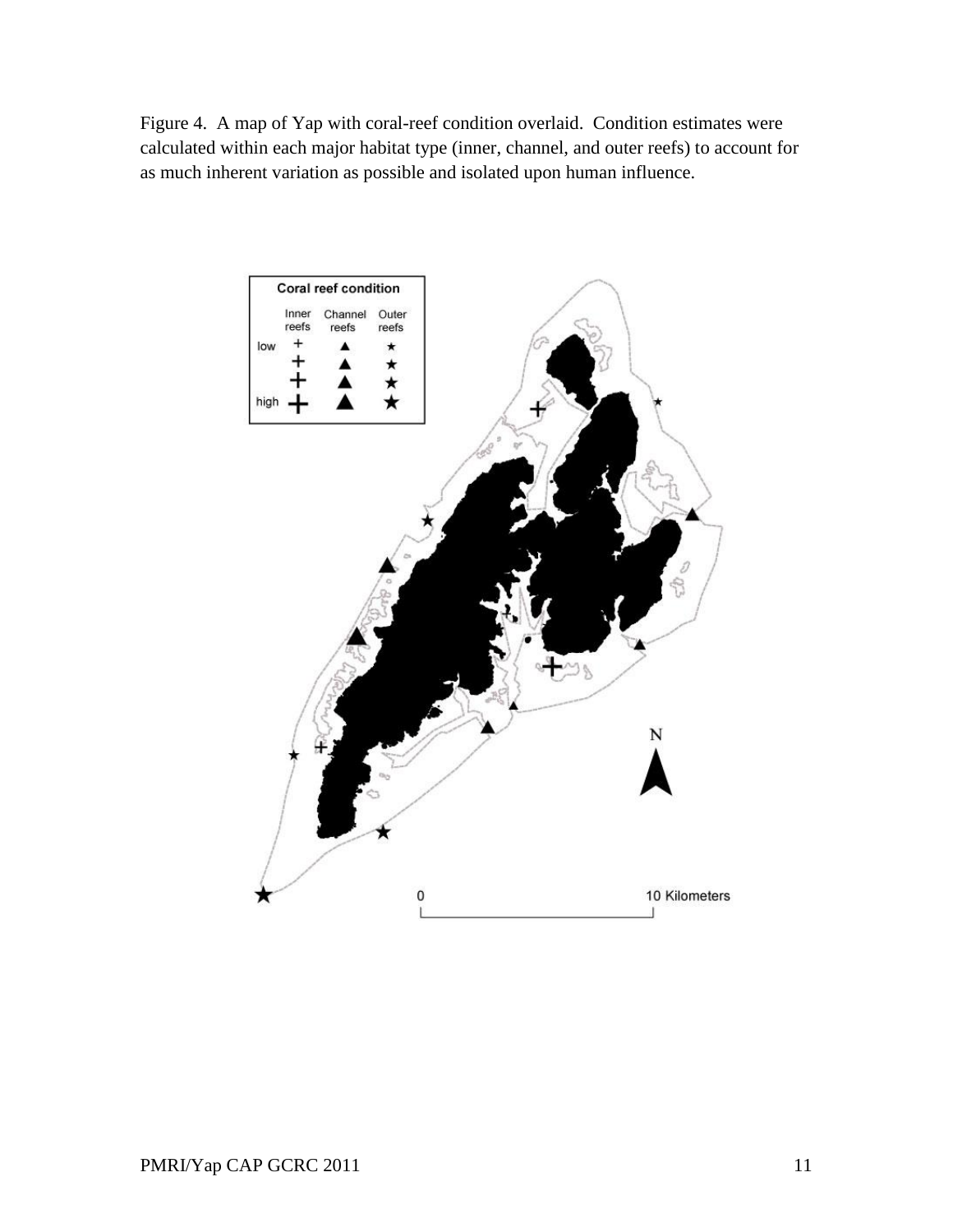Figure 4. A map of Yap with coral-reef condition overlaid. Condition estimates were calculated within each major habitat type (inner, channel, and outer reefs) to account for as much inherent variation as possible and isolated upon human influence.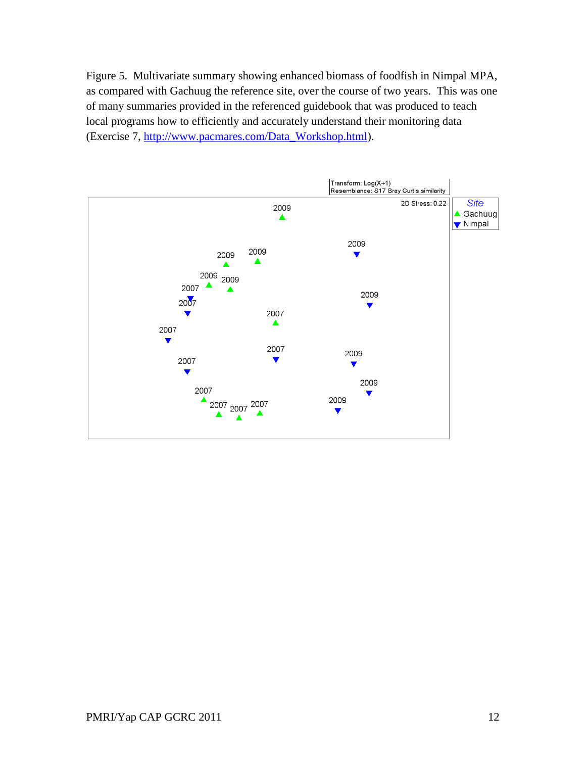Figure 5. Multivariate summary showing enhanced biomass of foodfish in Nimpal MPA, as compared with Gachuug the reference site, over the course of two years. This was one of many summaries provided in the referenced guidebook that was produced to teach local programs how to efficiently and accurately understand their monitoring data (Exercise 7, [http://www.pacmares.com/Data_Workshop.html](http://www.pacmares.com/Data_Workshop.html)).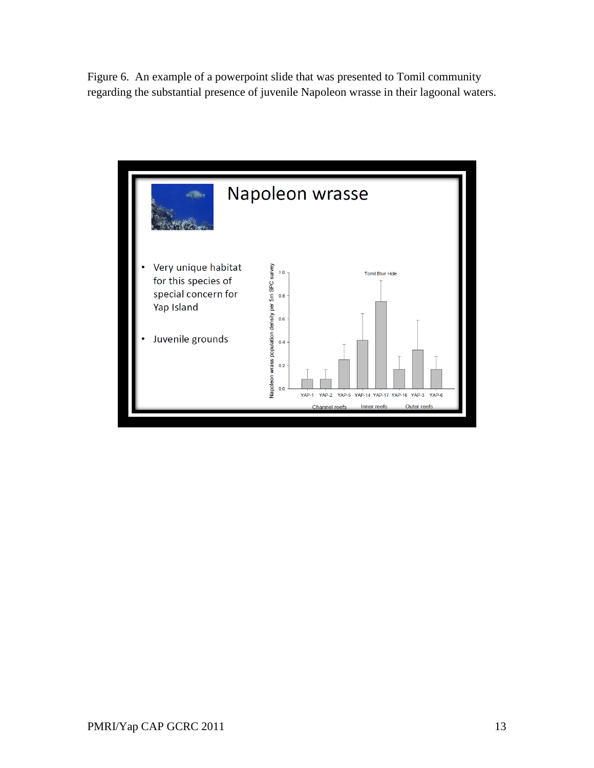Figure 6. An example of a powerpoint slide that was presented to Tomil community regarding the substantial presence of juvenile Napoleon wrasse in their lagoonal waters.

Napoleon wrasse

- Very unique habitat for this species of special concern for Yap Island
- Juvenile grounds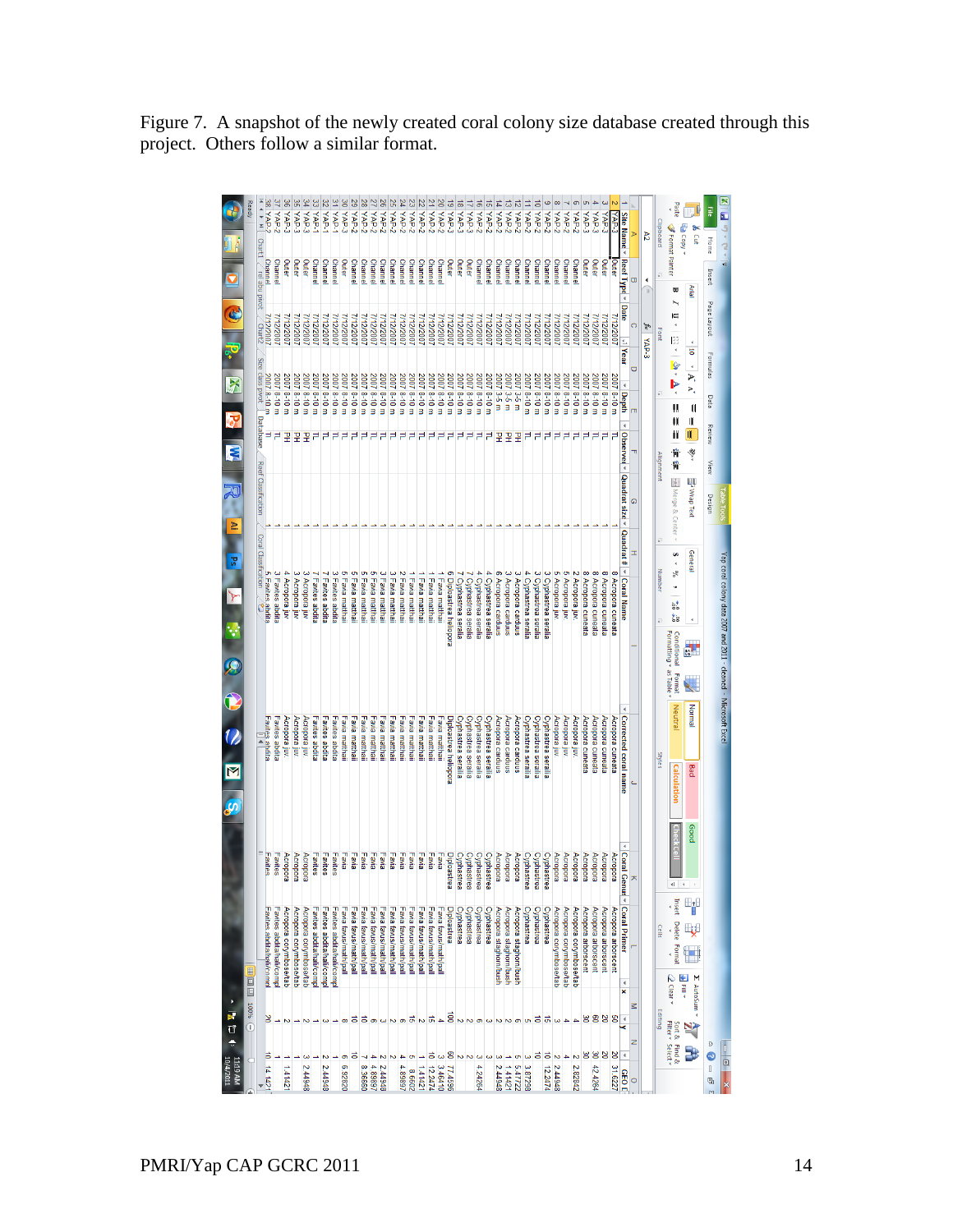Figure 7. A snapshot of the newly created coral colony size database created through this project. Others follow a similar format.